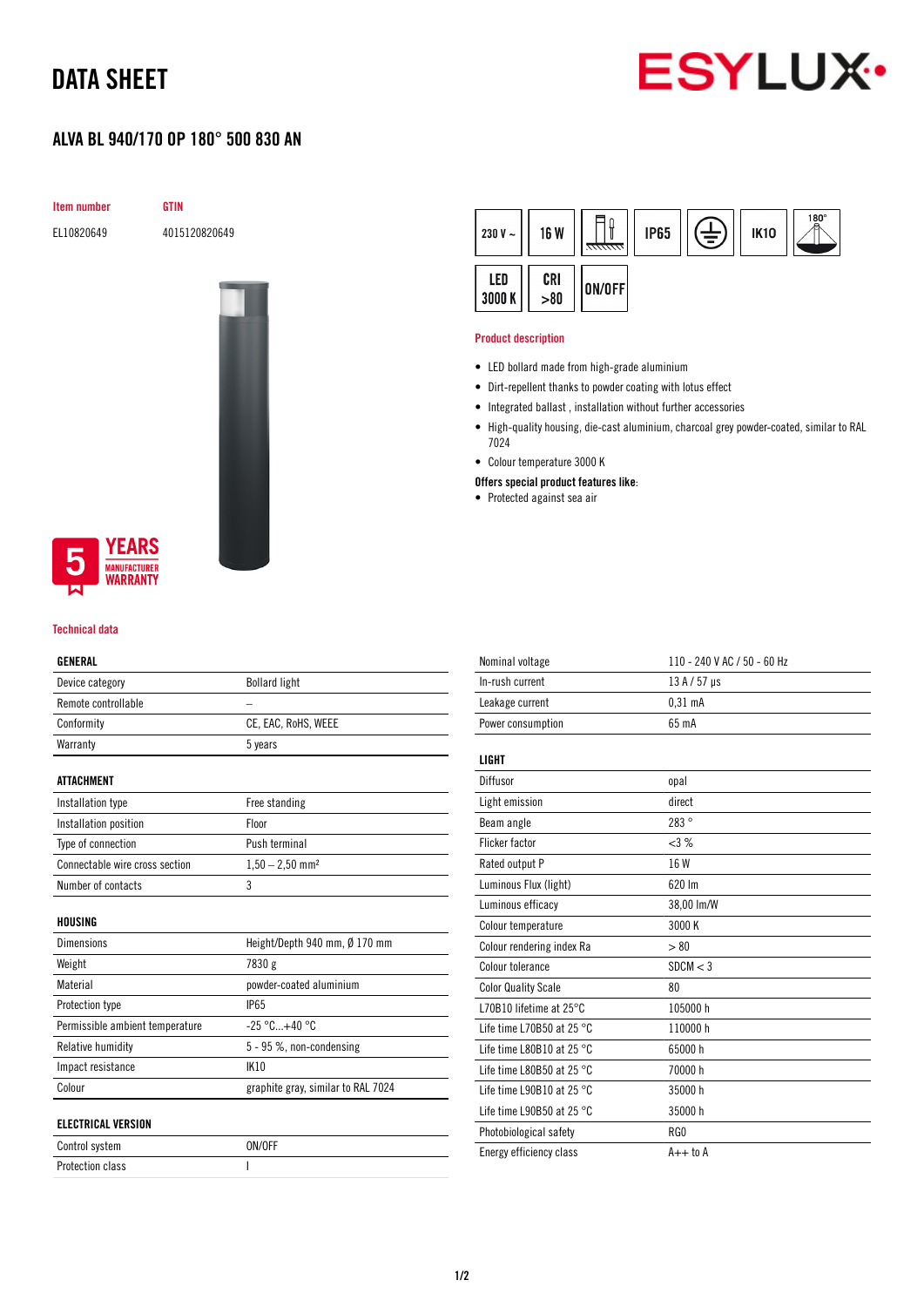# DATA SHEET

ESYLUX

## ALVA BL 940/170 OP 180° 500 830 AN

| Item number | GTIN |
|---|---|
| EL10820649 | 4015120820649 |

5 YEARS MANUFACTURER WARRANTY

230 V ~ | 16 W | IP65 | IK10 | 180° | LED 3000 K | CRI >80 | ON/OFF

### Product description

- LED bollard made from high-grade aluminium
- Dirt-repellent thanks to powder coating with lotus effect
- Integrated ballast , installation without further accessories
- High-quality housing, die-cast aluminium, charcoal grey powder-coated, similar to RAL 7024
- Colour temperature 3000 K

**Offers special product features like:**

- Protected against sea air

### Technical data

| GENERAL | |
|---|---|
| Device category | Bollard light |
| Remote controllable | – |
| Conformity | CE, EAC, RoHS, WEEE |
| Warranty | 5 years |

| ATTACHMENT | |
|---|---|
| Installation type | Free standing |
| Installation position | Floor |
| Type of connection | Push terminal |
| Connectable wire cross section | 1,50 – 2,50 mm² |
| Number of contacts | 3 |

| HOUSING | |
|---|---|
| Dimensions | Height/Depth 940 mm, Ø 170 mm |
| Weight | 7830 g |
| Material | powder-coated aluminium |
| Protection type | IP65 |
| Permissible ambient temperature | -25 °C...+40 °C |
| Relative humidity | 5 - 95 %, non-condensing |
| Impact resistance | IK10 |
| Colour | graphite gray, similar to RAL 7024 |

| ELECTRICAL VERSION | |
|---|---|
| Control system | ON/OFF |
| Protection class | I |
| Nominal voltage | 110 - 240 V AC / 50 - 60 Hz |
| In-rush current | 13 A / 57 µs |
| Leakage current | 0,31 mA |
| Power consumption | 65 mA |

| LIGHT | |
|---|---|
| Diffusor | opal |
| Light emission | direct |
| Beam angle | 283 ° |
| Flicker factor | <3 % |
| Rated output P | 16 W |
| Luminous Flux (light) | 620 lm |
| Luminous efficacy | 38,00 lm/W |
| Colour temperature | 3000 K |
| Colour rendering index Ra | > 80 |
| Colour tolerance | SDCM < 3 |
| Color Quality Scale | 80 |
| L70B10 lifetime at 25°C | 105000 h |
| Life time L70B50 at 25 °C | 110000 h |
| Life time L80B10 at 25 °C | 65000 h |
| Life time L80B50 at 25 °C | 70000 h |
| Life time L90B10 at 25 °C | 35000 h |
| Life time L90B50 at 25 °C | 35000 h |
| Photobiological safety | RG0 |
| Energy efficiency class | A++ to A |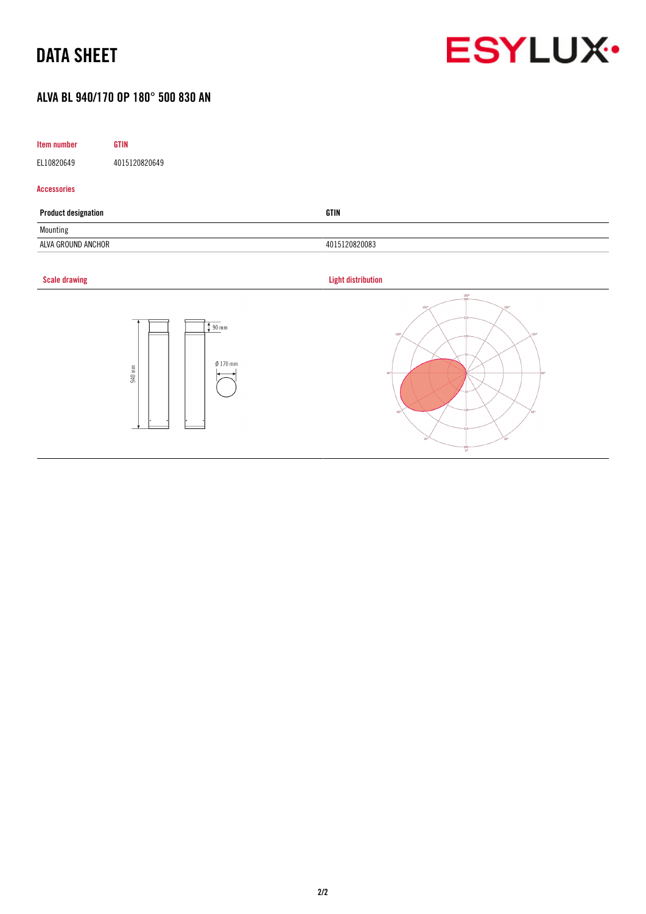# DATA SHEET

ESYLUX

## ALVA BL 940/170 OP 180° 500 830 AN

| Item number | GTIN |
|---|---|
| EL10820649 | 4015120820649 |

### Accessories

| Product designation | GTIN |
|---|---|
| Mounting | |
| ALVA GROUND ANCHOR | 4015120820083 |

### Scale drawing

940 mm

90 mm

Ø 170 mm

### Light distribution

180°

280

150°

150°

210

120°

120°

140

70

90°

90°

70

140

60°

60°

210

30°

30°

280

0°